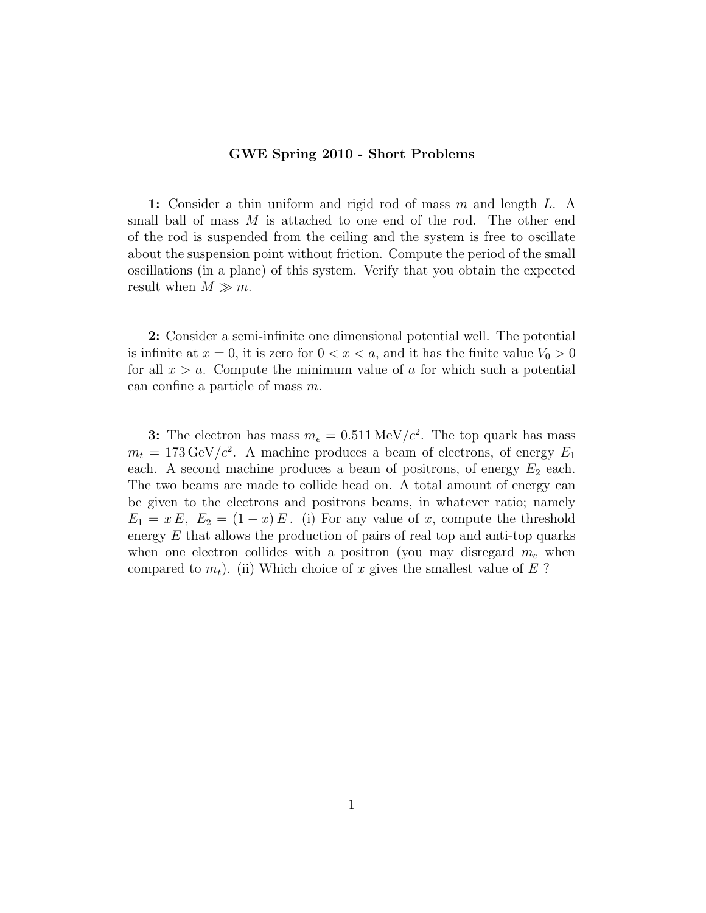# GWE Spring 2010 - Short Problems

**1:** Consider a thin uniform and rigid rod of mass $m$ and length $L$. A small ball of mass $M$ is attached to one end of the rod. The other end of the rod is suspended from the ceiling and the system is free to oscillate about the suspension point without friction. Compute the period of the small oscillations (in a plane) of this system. Verify that you obtain the expected result when $M \gg m$.

**2:** Consider a semi-infinite one dimensional potential well. The potential is infinite at $x = 0$, it is zero for $0 < x < a$, and it has the finite value $V_0 > 0$ for all $x > a$. Compute the minimum value of $a$ for which such a potential can confine a particle of mass $m$.

**3:** The electron has mass $m_e = 0.511\,\text{MeV}/c^2$. The top quark has mass $m_t = 173\,\text{GeV}/c^2$. A machine produces a beam of electrons, of energy $E_1$ each. A second machine produces a beam of positrons, of energy $E_2$ each. The two beams are made to collide head on. A total amount of energy can be given to the electrons and positrons beams, in whatever ratio; namely $E_1 = x\,E,\ E_2 = (1-x)\,E$. (i) For any value of $x$, compute the threshold energy $E$ that allows the production of pairs of real top and anti-top quarks when one electron collides with a positron (you may disregard $m_e$ when compared to $m_t$). (ii) Which choice of $x$ gives the smallest value of $E$ ?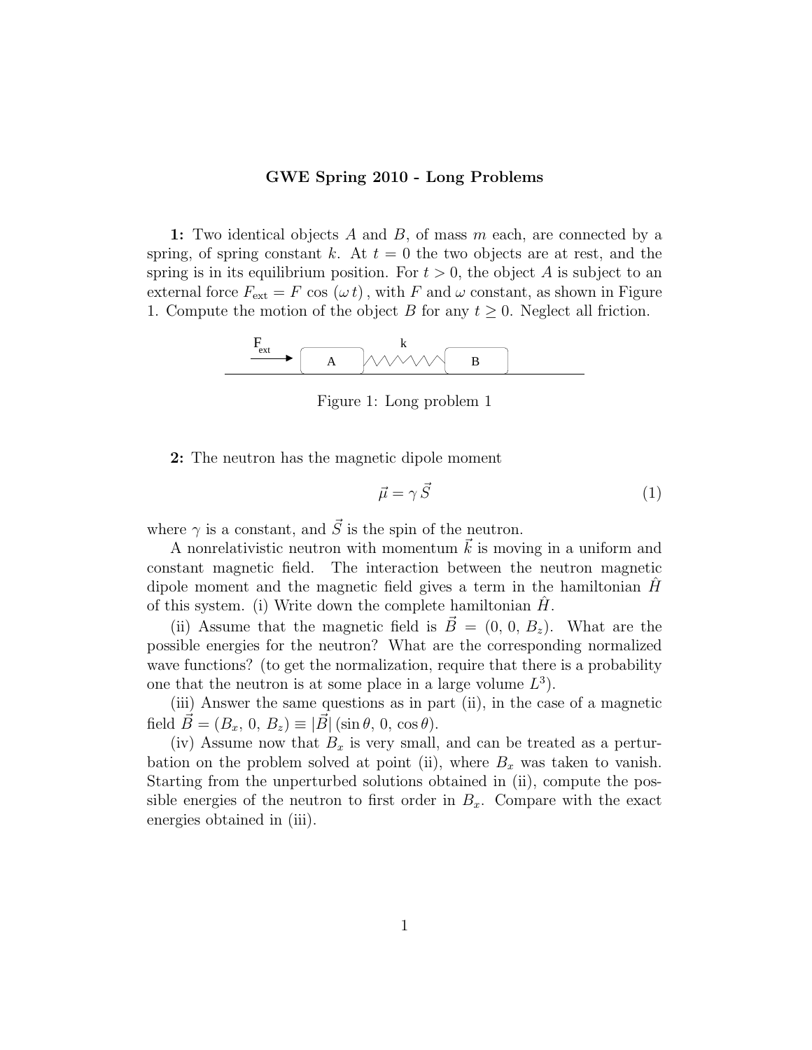**GWE Spring 2010 - Long Problems**

**1:** Two identical objects $A$ and $B$, of mass $m$ each, are connected by a spring, of spring constant $k$. At $t = 0$ the two objects are at rest, and the spring is in its equilibrium position. For $t > 0$, the object $A$ is subject to an external force $F_{\text{ext}} = F \cos(\omega t)$, with $F$ and $\omega$ constant, as shown in Figure 1. Compute the motion of the object $B$ for any $t \geq 0$. Neglect all friction.

Figure 1: Long problem 1

**2:** The neutron has the magnetic dipole moment

$$\vec{\mu} = \gamma \vec{S} \tag{1}$$

where $\gamma$ is a constant, and $\vec{S}$ is the spin of the neutron.

A nonrelativistic neutron with momentum $\vec{k}$ is moving in a uniform and constant magnetic field. The interaction between the neutron magnetic dipole moment and the magnetic field gives a term in the hamiltonian $\hat{H}$ of this system. (i) Write down the complete hamiltonian $\hat{H}$.

(ii) Assume that the magnetic field is $\vec{B} = (0,\, 0,\, B_z)$. What are the possible energies for the neutron? What are the corresponding normalized wave functions? (to get the normalization, require that there is a probability one that the neutron is at some place in a large volume $L^3$).

(iii) Answer the same questions as in part (ii), in the case of a magnetic field $\vec{B} = (B_x,\, 0,\, B_z) \equiv |\vec{B}|\,(\sin\theta,\, 0,\, \cos\theta)$.

(iv) Assume now that $B_x$ is very small, and can be treated as a perturbation on the problem solved at point (ii), where $B_x$ was taken to vanish. Starting from the unperturbed solutions obtained in (ii), compute the possible energies of the neutron to first order in $B_x$. Compare with the exact energies obtained in (iii).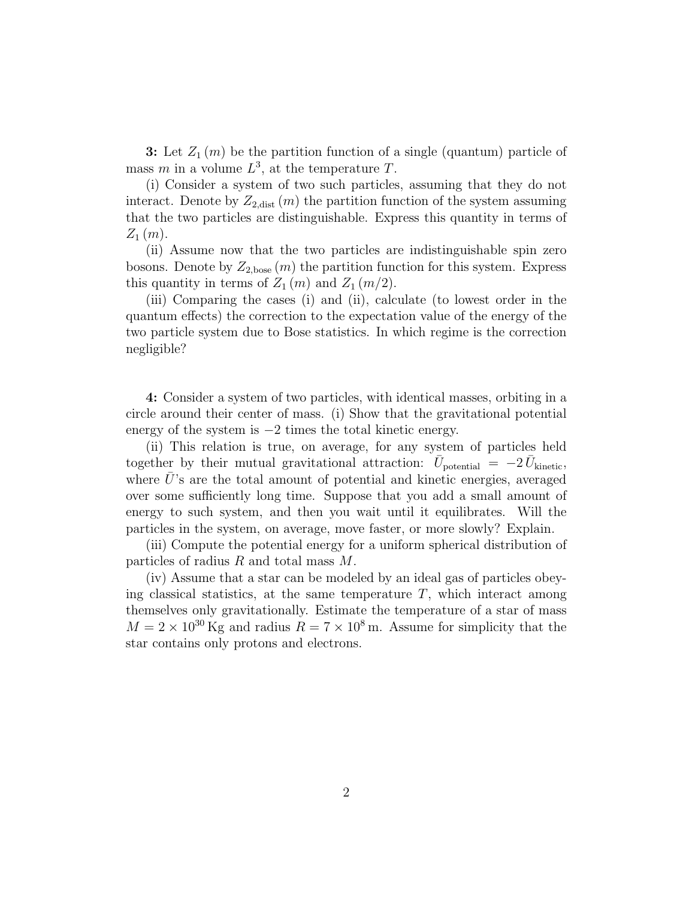**3:** Let $Z_1(m)$ be the partition function of a single (quantum) particle of mass $m$ in a volume $L^3$, at the temperature $T$.

(i) Consider a system of two such particles, assuming that they do not interact. Denote by $Z_{2,\text{dist}}(m)$ the partition function of the system assuming that the two particles are distinguishable. Express this quantity in terms of $Z_1(m)$.

(ii) Assume now that the two particles are indistinguishable spin zero bosons. Denote by $Z_{2,\text{bose}}(m)$ the partition function for this system. Express this quantity in terms of $Z_1(m)$ and $Z_1(m/2)$.

(iii) Comparing the cases (i) and (ii), calculate (to lowest order in the quantum effects) the correction to the expectation value of the energy of the two particle system due to Bose statistics. In which regime is the correction negligible?

**4:** Consider a system of two particles, with identical masses, orbiting in a circle around their center of mass. (i) Show that the gravitational potential energy of the system is $-2$ times the total kinetic energy.

(ii) This relation is true, on average, for any system of particles held together by their mutual gravitational attraction: $\bar{U}_{\text{potential}} = -2\,\bar{U}_{\text{kinetic}}$, where $\bar{U}$'s are the total amount of potential and kinetic energies, averaged over some sufficiently long time. Suppose that you add a small amount of energy to such system, and then you wait until it equilibrates. Will the particles in the system, on average, move faster, or more slowly? Explain.

(iii) Compute the potential energy for a uniform spherical distribution of particles of radius $R$ and total mass $M$.

(iv) Assume that a star can be modeled by an ideal gas of particles obeying classical statistics, at the same temperature $T$, which interact among themselves only gravitationally. Estimate the temperature of a star of mass $M = 2 \times 10^{30}$ Kg and radius $R = 7 \times 10^{8}$ m. Assume for simplicity that the star contains only protons and electrons.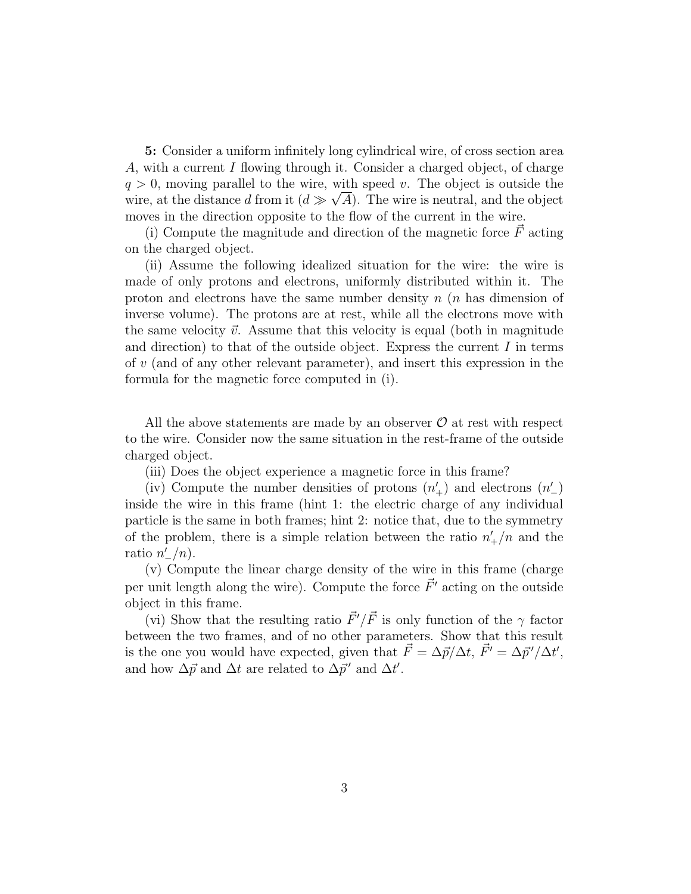**5:** Consider a uniform infinitely long cylindrical wire, of cross section area $A$, with a current $I$ flowing through it. Consider a charged object, of charge $q > 0$, moving parallel to the wire, with speed $v$. The object is outside the wire, at the distance $d$ from it ($d \gg \sqrt{A}$). The wire is neutral, and the object moves in the direction opposite to the flow of the current in the wire.

(i) Compute the magnitude and direction of the magnetic force $\vec{F}$ acting on the charged object.

(ii) Assume the following idealized situation for the wire: the wire is made of only protons and electrons, uniformly distributed within it. The proton and electrons have the same number density $n$ ($n$ has dimension of inverse volume). The protons are at rest, while all the electrons move with the same velocity $\vec{v}$. Assume that this velocity is equal (both in magnitude and direction) to that of the outside object. Express the current $I$ in terms of $v$ (and of any other relevant parameter), and insert this expression in the formula for the magnetic force computed in (i).

All the above statements are made by an observer $\mathcal{O}$ at rest with respect to the wire. Consider now the same situation in the rest-frame of the outside charged object.

(iii) Does the object experience a magnetic force in this frame?

(iv) Compute the number densities of protons ($n'_+$) and electrons ($n'_-$) inside the wire in this frame (hint 1: the electric charge of any individual particle is the same in both frames; hint 2: notice that, due to the symmetry of the problem, there is a simple relation between the ratio $n'_+/n$ and the ratio $n'_-/n$).

(v) Compute the linear charge density of the wire in this frame (charge per unit length along the wire). Compute the force $\vec{F}'$ acting on the outside object in this frame.

(vi) Show that the resulting ratio $\vec{F}'/\vec{F}$ is only function of the $\gamma$ factor between the two frames, and of no other parameters. Show that this result is the one you would have expected, given that $\vec{F} = \Delta\vec{p}/\Delta t$, $\vec{F}' = \Delta\vec{p}\,'/\Delta t'$, and how $\Delta\vec{p}$ and $\Delta t$ are related to $\Delta\vec{p}\,'$ and $\Delta t'$.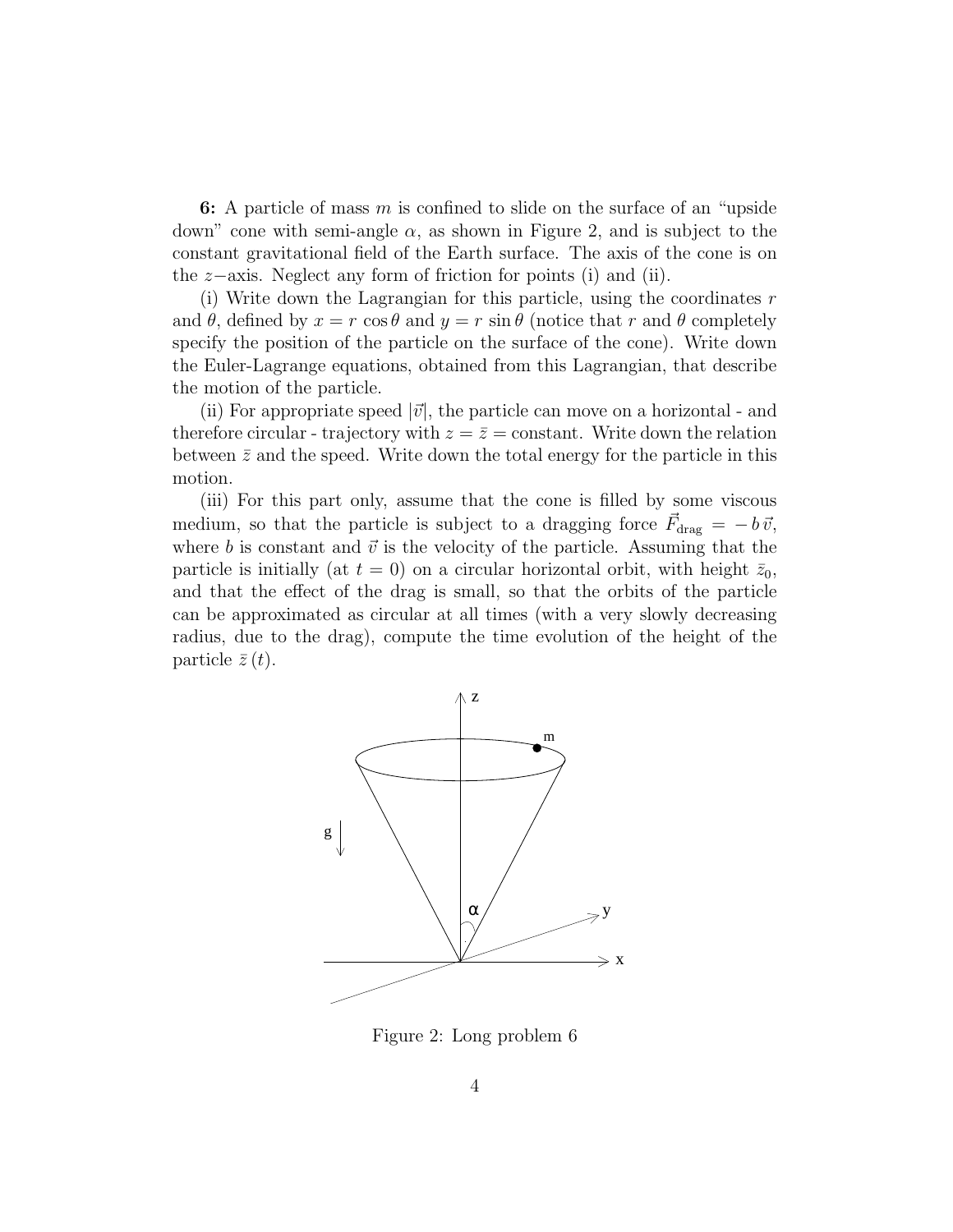**6:** A particle of mass $m$ is confined to slide on the surface of an "upside down" cone with semi-angle $\alpha$, as shown in Figure 2, and is subject to the constant gravitational field of the Earth surface. The axis of the cone is on the $z-$axis. Neglect any form of friction for points (i) and (ii).

(i) Write down the Lagrangian for this particle, using the coordinates $r$ and $\theta$, defined by $x = r\cos\theta$ and $y = r\sin\theta$ (notice that $r$ and $\theta$ completely specify the position of the particle on the surface of the cone). Write down the Euler-Lagrange equations, obtained from this Lagrangian, that describe the motion of the particle.

(ii) For appropriate speed $|\vec{v}|$, the particle can move on a horizontal - and therefore circular - trajectory with $z = \bar{z} =$ constant. Write down the relation between $\bar{z}$ and the speed. Write down the total energy for the particle in this motion.

(iii) For this part only, assume that the cone is filled by some viscous medium, so that the particle is subject to a dragging force $\vec{F}_{\rm drag} = -b\,\vec{v}$, where $b$ is constant and $\vec{v}$ is the velocity of the particle. Assuming that the particle is initially (at $t = 0$) on a circular horizontal orbit, with height $\bar{z}_0$, and that the effect of the drag is small, so that the orbits of the particle can be approximated as circular at all times (with a very slowly decreasing radius, due to the drag), compute the time evolution of the height of the particle $\bar{z}(t)$.

Figure 2: Long problem 6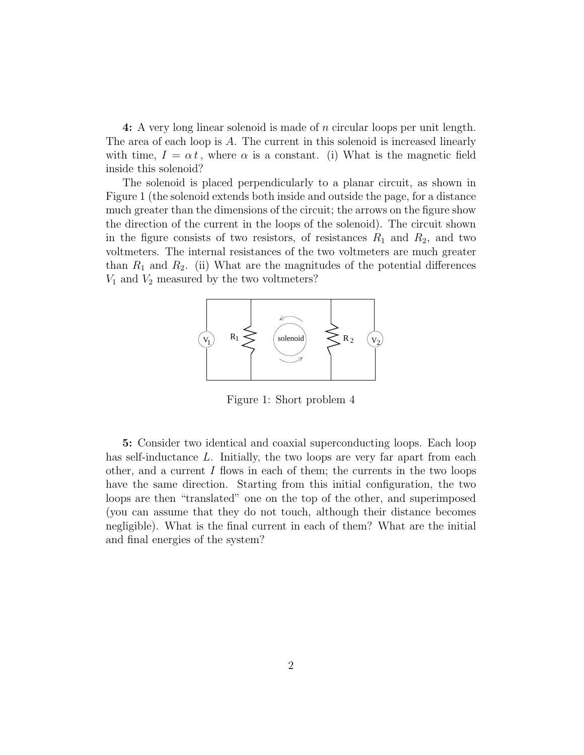**4:** A very long linear solenoid is made of $n$ circular loops per unit length. The area of each loop is $A$. The current in this solenoid is increased linearly with time, $I = \alpha\, t$, where $\alpha$ is a constant. (i) What is the magnetic field inside this solenoid?

The solenoid is placed perpendicularly to a planar circuit, as shown in Figure 1 (the solenoid extends both inside and outside the page, for a distance much greater than the dimensions of the circuit; the arrows on the figure show the direction of the current in the loops of the solenoid). The circuit shown in the figure consists of two resistors, of resistances $R_1$ and $R_2$, and two voltmeters. The internal resistances of the two voltmeters are much greater than $R_1$ and $R_2$. (ii) What are the magnitudes of the potential differences $V_1$ and $V_2$ measured by the two voltmeters?

Figure 1: Short problem 4

**5:** Consider two identical and coaxial superconducting loops. Each loop has self-inductance $L$. Initially, the two loops are very far apart from each other, and a current $I$ flows in each of them; the currents in the two loops have the same direction. Starting from this initial configuration, the two loops are then "translated" one on the top of the other, and superimposed (you can assume that they do not touch, although their distance becomes negligible). What is the final current in each of them? What are the initial and final energies of the system?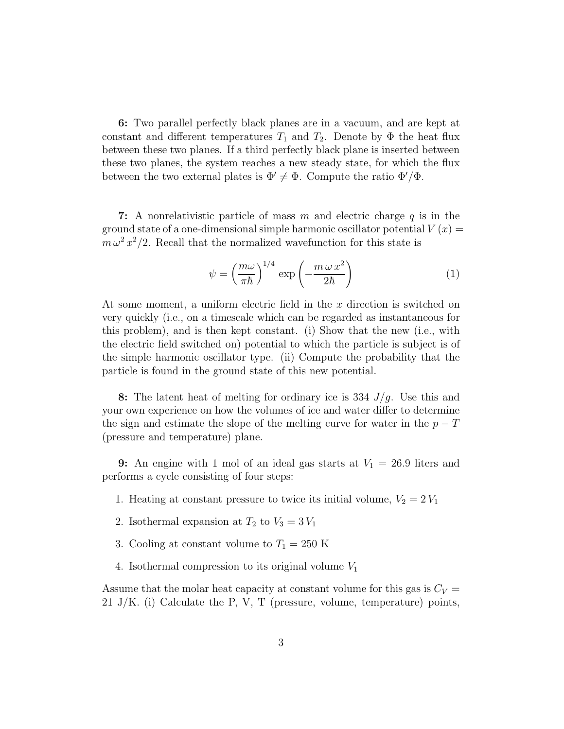**6:** Two parallel perfectly black planes are in a vacuum, and are kept at constant and different temperatures $T_1$ and $T_2$. Denote by $\Phi$ the heat flux between these two planes. If a third perfectly black plane is inserted between these two planes, the system reaches a new steady state, for which the flux between the two external plates is $\Phi' \neq \Phi$. Compute the ratio $\Phi'/\Phi$.

**7:** A nonrelativistic particle of mass $m$ and electric charge $q$ is in the ground state of a one-dimensional simple harmonic oscillator potential $V(x) = m\,\omega^2\,x^2/2$. Recall that the normalized wavefunction for this state is

$$\psi = \left(\frac{m\omega}{\pi\hbar}\right)^{1/4} \exp\left(-\frac{m\,\omega\,x^2}{2\hbar}\right) \tag{1}$$

At some moment, a uniform electric field in the $x$ direction is switched on very quickly (i.e., on a timescale which can be regarded as instantaneous for this problem), and is then kept constant. (i) Show that the new (i.e., with the electric field switched on) potential to which the particle is subject is of the simple harmonic oscillator type. (ii) Compute the probability that the particle is found in the ground state of this new potential.

**8:** The latent heat of melting for ordinary ice is 334 $J/g$. Use this and your own experience on how the volumes of ice and water differ to determine the sign and estimate the slope of the melting curve for water in the $p-T$ (pressure and temperature) plane.

**9:** An engine with 1 mol of an ideal gas starts at $V_1 = 26.9$ liters and performs a cycle consisting of four steps:

1. Heating at constant pressure to twice its initial volume, $V_2 = 2\,V_1$
2. Isothermal expansion at $T_2$ to $V_3 = 3\,V_1$
3. Cooling at constant volume to $T_1 = 250$ K
4. Isothermal compression to its original volume $V_1$

Assume that the molar heat capacity at constant volume for this gas is $C_V =$ 21 J/K. (i) Calculate the P, V, T (pressure, volume, temperature) points,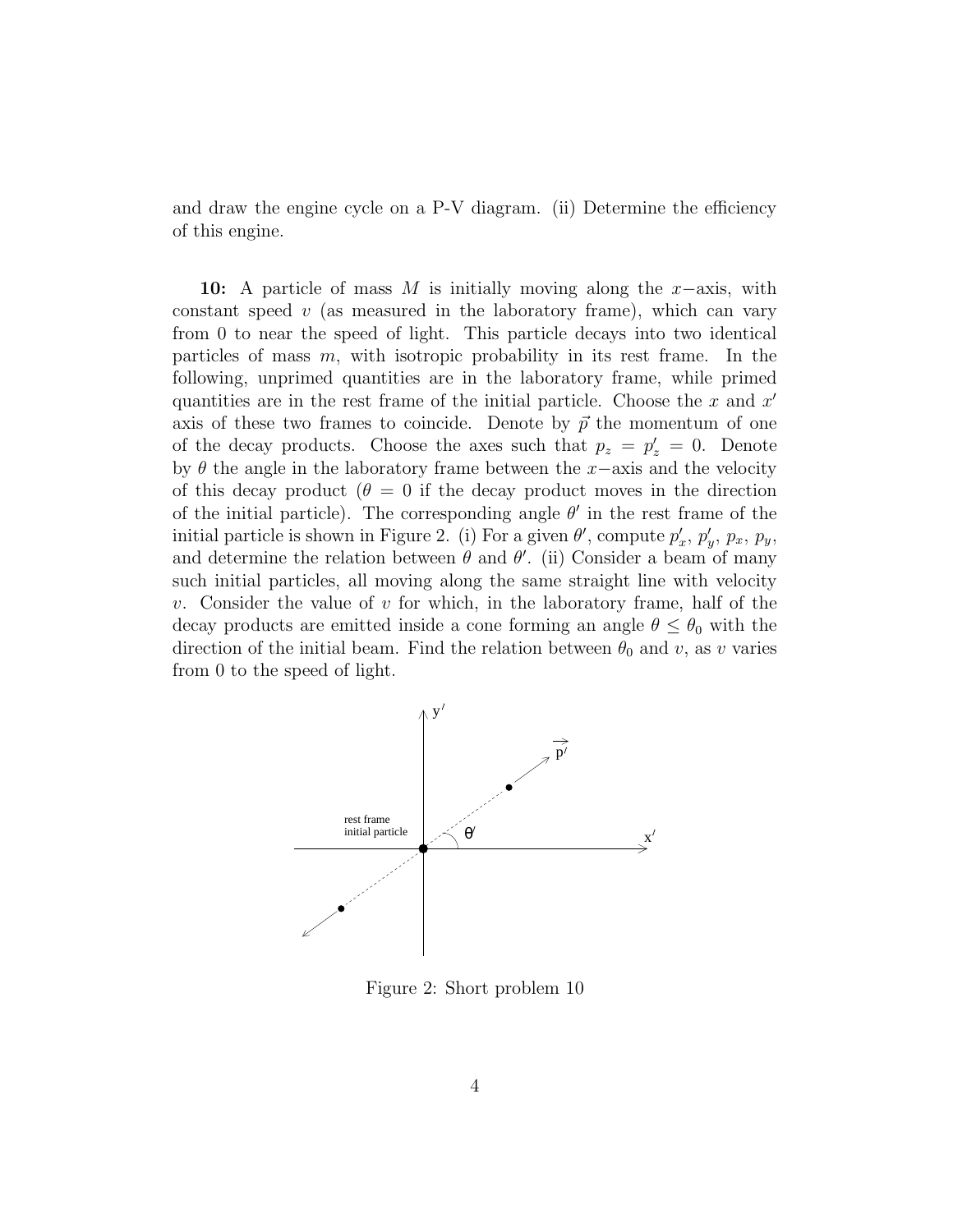and draw the engine cycle on a P-V diagram. (ii) Determine the efficiency of this engine.

**10:** A particle of mass $M$ is initially moving along the $x-$axis, with constant speed $v$ (as measured in the laboratory frame), which can vary from 0 to near the speed of light. This particle decays into two identical particles of mass $m$, with isotropic probability in its rest frame. In the following, unprimed quantities are in the laboratory frame, while primed quantities are in the rest frame of the initial particle. Choose the $x$ and $x'$ axis of these two frames to coincide. Denote by $\vec{p}$ the momentum of one of the decay products. Choose the axes such that $p_z = p'_z = 0$. Denote by $\theta$ the angle in the laboratory frame between the $x-$axis and the velocity of this decay product ($\theta = 0$ if the decay product moves in the direction of the initial particle). The corresponding angle $\theta'$ in the rest frame of the initial particle is shown in Figure 2. (i) For a given $\theta'$, compute $p'_x$, $p'_y$, $p_x$, $p_y$, and determine the relation between $\theta$ and $\theta'$. (ii) Consider a beam of many such initial particles, all moving along the same straight line with velocity $v$. Consider the value of $v$ for which, in the laboratory frame, half of the decay products are emitted inside a cone forming an angle $\theta \leq \theta_0$ with the direction of the initial beam. Find the relation between $\theta_0$ and $v$, as $v$ varies from 0 to the speed of light.

Figure 2: Short problem 10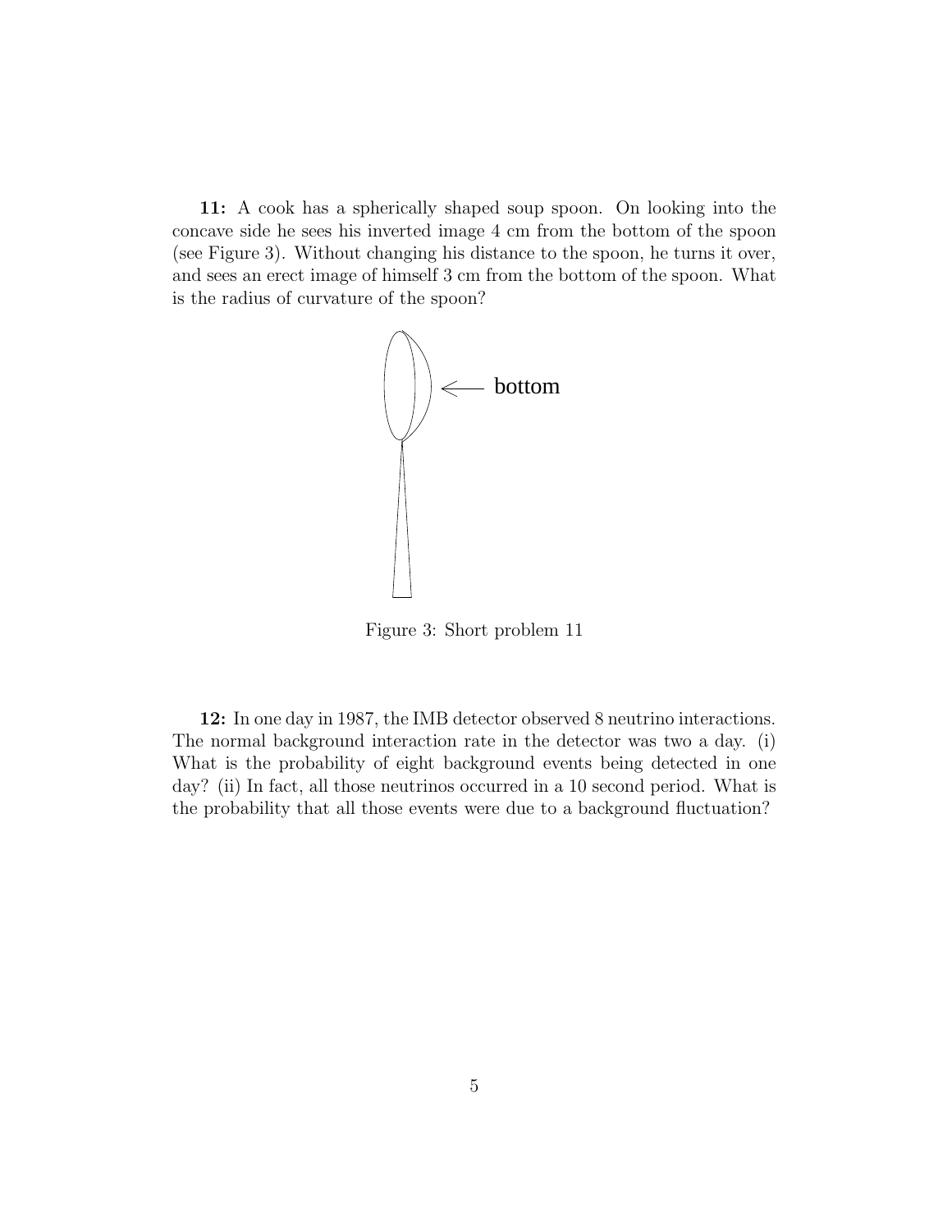**11:** A cook has a spherically shaped soup spoon. On looking into the concave side he sees his inverted image 4 cm from the bottom of the spoon (see Figure 3). Without changing his distance to the spoon, he turns it over, and sees an erect image of himself 3 cm from the bottom of the spoon. What is the radius of curvature of the spoon?

bottom

Figure 3: Short problem 11

**12:** In one day in 1987, the IMB detector observed 8 neutrino interactions. The normal background interaction rate in the detector was two a day. (i) What is the probability of eight background events being detected in one day? (ii) In fact, all those neutrinos occurred in a 10 second period. What is the probability that all those events were due to a background fluctuation?